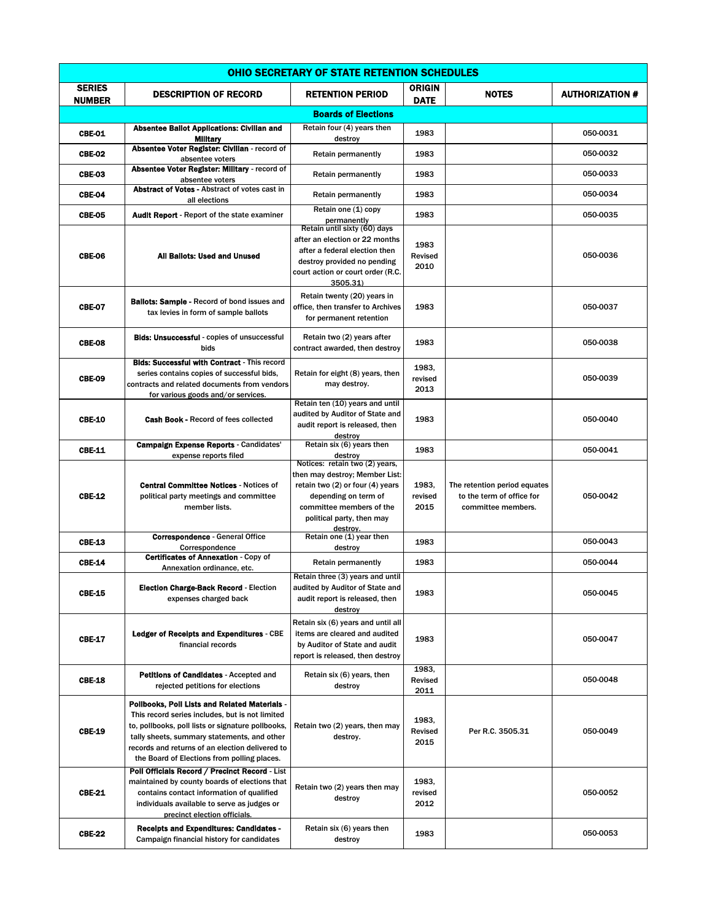| OHIO SECRETARY OF STATE RETENTION SCHEDULES | | | | | |
|---|---|---|---|---|---|
| **SERIES NUMBER** | **DESCRIPTION OF RECORD** | **RETENTION PERIOD** | **ORIGIN DATE** | **NOTES** | **AUTHORIZATION #** |
| **Boards of Elections** | | | | | |
| **CBE-01** | **Absentee Ballot Applications: Civilian and Military** | Retain four (4) years then destroy | 1983 | | 050-0031 |
| **CBE-02** | **Absentee Voter Register: Civilian** - record of absentee voters | Retain permanently | 1983 | | 050-0032 |
| **CBE-03** | **Absentee Voter Register: Military** - record of absentee voters | Retain permanently | 1983 | | 050-0033 |
| **CBE-04** | **Abstract of Votes** - Abstract of votes cast in all elections | Retain permanently | 1983 | | 050-0034 |
| **CBE-05** | **Audit Report** - Report of the state examiner | Retain one (1) copy permanently | 1983 | | 050-0035 |
| **CBE-06** | **All Ballots: Used and Unused** | Retain until sixty (60) days after an election or 22 months after a federal election then destroy provided no pending court action or court order (R.C. 3505.31) | 1983 Revised 2010 | | 050-0036 |
| **CBE-07** | **Ballots: Sample** - Record of bond issues and tax levies in form of sample ballots | Retain twenty (20) years in office, then transfer to Archives for permanent retention | 1983 | | 050-0037 |
| **CBE-08** | **Bids: Unsuccessful** - copies of unsuccessful bids | Retain two (2) years after contract awarded, then destroy | 1983 | | 050-0038 |
| **CBE-09** | **Bids: Successful with Contract** - This record series contains copies of successful bids, contracts and related documents from vendors for various goods and/or services. | Retain for eight (8) years, then may destroy. | 1983, revised 2013 | | 050-0039 |
| **CBE-10** | **Cash Book** - Record of fees collected | Retain ten (10) years and until audited by Auditor of State and audit report is released, then destroy | 1983 | | 050-0040 |
| **CBE-11** | **Campaign Expense Reports** - Candidates' expense reports filed | Retain six (6) years then destroy | 1983 | | 050-0041 |
| **CBE-12** | **Central Committee Notices** - Notices of political party meetings and committee member lists. | Notices: retain two (2) years, then may destroy; Member List: retain two (2) or four (4) years depending on term of committee members of the political party, then may destroy. | 1983, revised 2015 | The retention period equates to the term of office for committee members. | 050-0042 |
| **CBE-13** | **Correspondence** - General Office Correspondence | Retain one (1) year then destroy | 1983 | | 050-0043 |
| **CBE-14** | **Certificates of Annexation** - Copy of Annexation ordinance, etc. | Retain permanently | 1983 | | 050-0044 |
| **CBE-15** | **Election Charge-Back Record** - Election expenses charged back | Retain three (3) years and until audited by Auditor of State and audit report is released, then destroy | 1983 | | 050-0045 |
| **CBE-17** | **Ledger of Receipts and Expenditures** - CBE financial records | Retain six (6) years and until all items are cleared and audited by Auditor of State and audit report is released, then destroy | 1983 | | 050-0047 |
| **CBE-18** | **Petitions of Candidates** - Accepted and rejected petitions for elections | Retain six (6) years, then destroy | 1983, Revised 2011 | | 050-0048 |
| **CBE-19** | **Pollbooks, Poll Lists and Related Materials** - This record series includes, but is not limited to, pollbooks, poll lists or signature pollbooks, tally sheets, summary statements, and other records and returns of an election delivered to the Board of Elections from polling places. | Retain two (2) years, then may destroy. | 1983, Revised 2015 | Per R.C. 3505.31 | 050-0049 |
| **CBE-21** | **Poll Officials Record / Precinct Record** - List maintained by county boards of elections that contains contact information of qualified individuals available to serve as judges or precinct election officials. | Retain two (2) years then may destroy | 1983, revised 2012 | | 050-0052 |
| **CBE-22** | **Receipts and Expenditures: Candidates** - Campaign financial history for candidates | Retain six (6) years then destroy | 1983 | | 050-0053 |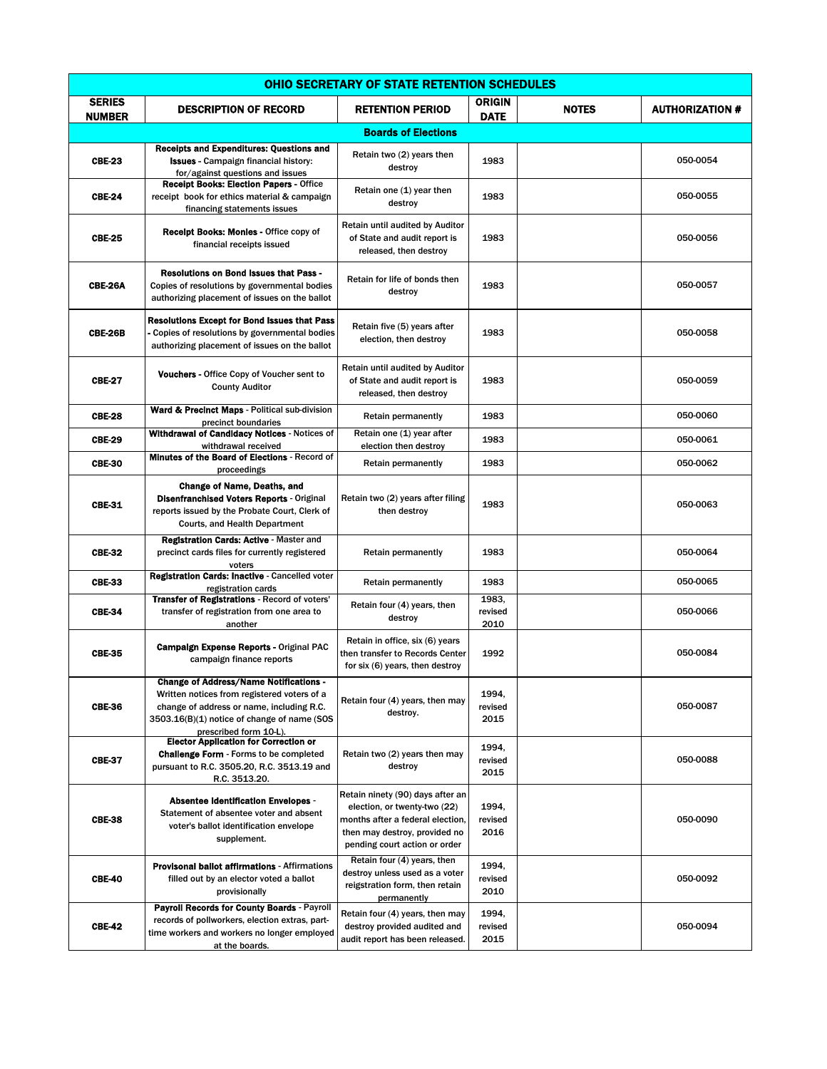| OHIO SECRETARY OF STATE RETENTION SCHEDULES | | | | | |
|---|---|---|---|---|---|
| **SERIES NUMBER** | **DESCRIPTION OF RECORD** | **RETENTION PERIOD** | **ORIGIN DATE** | **NOTES** | **AUTHORIZATION #** |
| **Boards of Elections** | | | | | |
| **CBE-23** | **Receipts and Expenditures: Questions and Issues** - Campaign financial history: for/against questions and issues | Retain two (2) years then destroy | 1983 | | 050-0054 |
| **CBE-24** | **Receipt Books: Election Papers** - Office receipt book for ethics material & campaign financing statements issues | Retain one (1) year then destroy | 1983 | | 050-0055 |
| **CBE-25** | **Receipt Books: Monies** - Office copy of financial receipts issued | Retain until audited by Auditor of State and audit report is released, then destroy | 1983 | | 050-0056 |
| **CBE-26A** | **Resolutions on Bond Issues that Pass** - Copies of resolutions by governmental bodies authorizing placement of issues on the ballot | Retain for life of bonds then destroy | 1983 | | 050-0057 |
| **CBE-26B** | **Resolutions Except for Bond Issues that Pass** - Copies of resolutions by governmental bodies authorizing placement of issues on the ballot | Retain five (5) years after election, then destroy | 1983 | | 050-0058 |
| **CBE-27** | **Vouchers** - Office Copy of Voucher sent to County Auditor | Retain until audited by Auditor of State and audit report is released, then destroy | 1983 | | 050-0059 |
| **CBE-28** | **Ward & Precinct Maps** - Political sub-division precinct boundaries | Retain permanently | 1983 | | 050-0060 |
| **CBE-29** | **Withdrawal of Candidacy Notices** - Notices of withdrawal received | Retain one (1) year after election then destroy | 1983 | | 050-0061 |
| **CBE-30** | **Minutes of the Board of Elections** - Record of proceedings | Retain permanently | 1983 | | 050-0062 |
| **CBE-31** | **Change of Name, Deaths, and Disenfranchised Voters Reports** - Original reports issued by the Probate Court, Clerk of Courts, and Health Department | Retain two (2) years after filing then destroy | 1983 | | 050-0063 |
| **CBE-32** | **Registration Cards: Active** - Master and precinct cards files for currently registered voters | Retain permanently | 1983 | | 050-0064 |
| **CBE-33** | **Registration Cards: Inactive** - Cancelled voter registration cards | Retain permanently | 1983 | | 050-0065 |
| **CBE-34** | **Transfer of Registrations** - Record of voters' transfer of registration from one area to another | Retain four (4) years, then destroy | 1983, revised 2010 | | 050-0066 |
| **CBE-35** | **Campaign Expense Reports** - Original PAC campaign finance reports | Retain in office, six (6) years then transfer to Records Center for six (6) years, then destroy | 1992 | | 050-0084 |
| **CBE-36** | **Change of Address/Name Notifications** - Written notices from registered voters of a change of address or name, including R.C. 3503.16(B)(1) notice of change of name (SOS prescribed form 10-L). | Retain four (4) years, then may destroy. | 1994, revised 2015 | | 050-0087 |
| **CBE-37** | **Elector Application for Correction or Challenge Form** - Forms to be completed pursuant to R.C. 3505.20, R.C. 3513.19 and R.C. 3513.20. | Retain two (2) years then may destroy | 1994, revised 2015 | | 050-0088 |
| **CBE-38** | **Absentee Identification Envelopes** - Statement of absentee voter and absent voter's ballot identification envelope supplement. | Retain ninety (90) days after an election, or twenty-two (22) months after a federal election, then may destroy, provided no pending court action or order | 1994, revised 2016 | | 050-0090 |
| **CBE-40** | **Provisonal ballot affirmations** - Affirmations filled out by an elector voted a ballot provisionally | Retain four (4) years, then destroy unless used as a voter reigstration form, then retain permanently | 1994, revised 2010 | | 050-0092 |
| **CBE-42** | **Payroll Records for County Boards** - Payroll records of pollworkers, election extras, part-time workers and workers no longer employed at the boards. | Retain four (4) years, then may destroy provided audited and audit report has been released. | 1994, revised 2015 | | 050-0094 |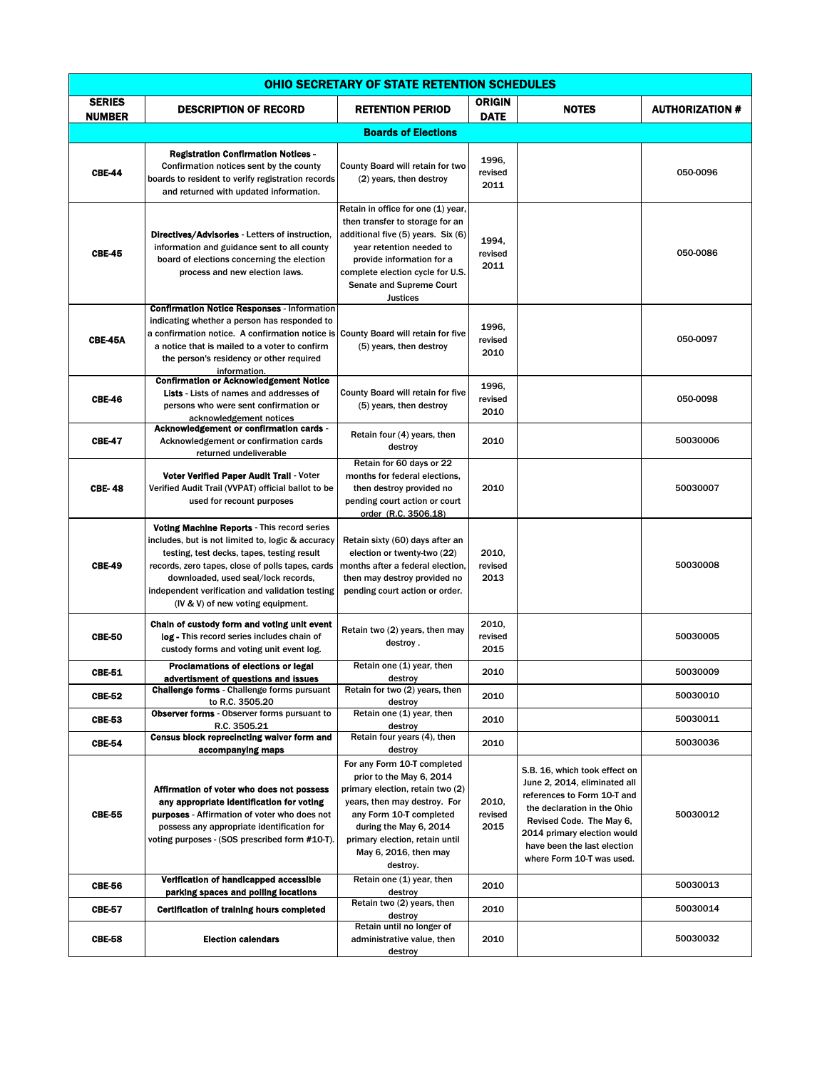| SERIES NUMBER | DESCRIPTION OF RECORD | RETENTION PERIOD | ORIGIN DATE | NOTES | AUTHORIZATION # |
|---|---|---|---|---|---|
| | | **Boards of Elections** | | | |
| CBE-44 | **Registration Confirmation Notices** - Confirmation notices sent by the county boards to resident to verify registration records and returned with updated information. | County Board will retain for two (2) years, then destroy | 1996, revised 2011 | | 050-0096 |
| CBE-45 | **Directives/Advisories** - Letters of instruction, information and guidance sent to all county board of elections concerning the election process and new election laws. | Retain in office for one (1) year, then transfer to storage for an additional five (5) years. Six (6) year retention needed to provide information for a complete election cycle for U.S. Senate and Supreme Court Justices | 1994, revised 2011 | | 050-0086 |
| CBE-45A | **Confirmation Notice Responses** - Information indicating whether a person has responded to a confirmation notice. A confirmation notice is a notice that is mailed to a voter to confirm the person's residency or other required information. | County Board will retain for five (5) years, then destroy | 1996, revised 2010 | | 050-0097 |
| CBE-46 | **Confirmation or Acknowledgement Notice Lists** - Lists of names and addresses of persons who were sent confirmation or acknowledgement notices | County Board will retain for five (5) years, then destroy | 1996, revised 2010 | | 050-0098 |
| CBE-47 | **Acknowledgement or confirmation cards** - Acknowledgement or confirmation cards returned undeliverable | Retain four (4) years, then destroy | 2010 | | 50030006 |
| CBE- 48 | **Voter Verified Paper Audit Trail** - Voter Verified Audit Trail (VVPAT) official ballot to be used for recount purposes | Retain for 60 days or 22 months for federal elections, then destroy provided no pending court action or court order (R.C. 3506.18) | 2010 | | 50030007 |
| CBE-49 | **Voting Machine Reports** - This record series includes, but is not limited to, logic & accuracy testing, test decks, tapes, testing result records, zero tapes, close of polls tapes, cards downloaded, used seal/lock records, independent verification and validation testing (IV & V) of new voting equipment. | Retain sixty (60) days after an election or twenty-two (22) months after a federal election, then may destroy provided no pending court action or order. | 2010, revised 2013 | | 50030008 |
| CBE-50 | **Chain of custody form and voting unit event log** - This record series includes chain of custody forms and voting unit event log. | Retain two (2) years, then may destroy . | 2010, revised 2015 | | 50030005 |
| CBE-51 | **Proclamations of elections or legal advertisment of questions and issues** | Retain one (1) year, then destroy | 2010 | | 50030009 |
| CBE-52 | **Challenge forms** - Challenge forms pursuant to R.C. 3505.20 | Retain for two (2) years, then destroy | 2010 | | 50030010 |
| CBE-53 | **Observer forms** - Observer forms pursuant to R.C. 3505.21 | Retain one (1) year, then destroy | 2010 | | 50030011 |
| CBE-54 | **Census block reprecincting waiver form and accompanying maps** | Retain four years (4), then destroy | 2010 | | 50030036 |
| CBE-55 | **Affirmation of voter who does not possess any appropriate identification for voting purposes** - Affirmation of voter who does not possess any appropriate identification for voting purposes - (SOS prescribed form #10-T). | For any Form 10-T completed prior to the May 6, 2014 primary election, retain two (2) years, then may destroy. For any Form 10-T completed during the May 6, 2014 primary election, retain until May 6, 2016, then may destroy. | 2010, revised 2015 | S.B. 16, which took effect on June 2, 2014, eliminated all references to Form 10-T and the declaration in the Ohio Revised Code. The May 6, 2014 primary election would have been the last election where Form 10-T was used. | 50030012 |
| CBE-56 | **Verification of handicapped accessible parking spaces and polling locations** | Retain one (1) year, then destroy | 2010 | | 50030013 |
| CBE-57 | **Certification of training hours completed** | Retain two (2) years, then destroy | 2010 | | 50030014 |
| CBE-58 | **Election calendars** | Retain until no longer of administrative value, then destroy | 2010 | | 50030032 |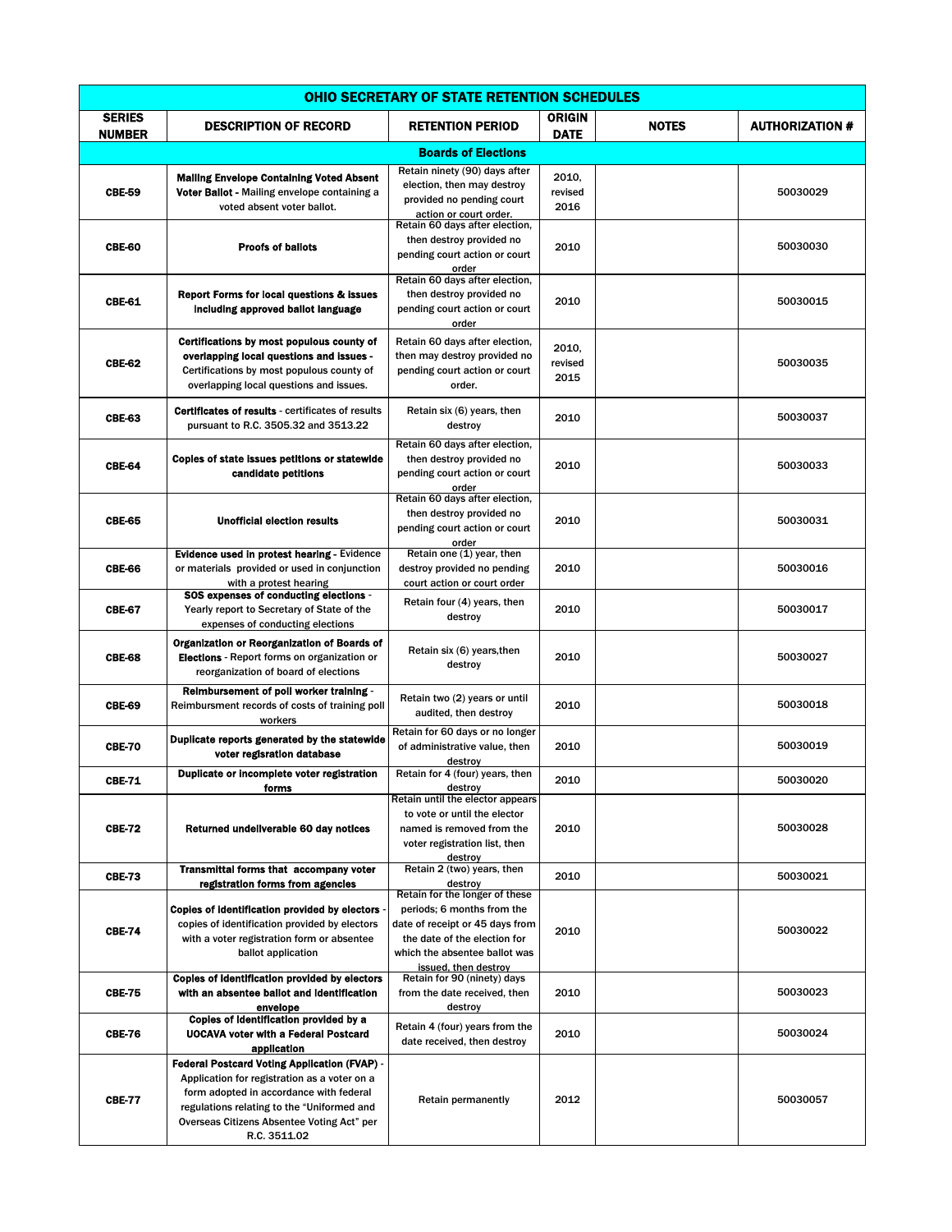| OHIO SECRETARY OF STATE RETENTION SCHEDULES | | | | | |
|---|---|---|---|---|---|
| **SERIES NUMBER** | **DESCRIPTION OF RECORD** | **RETENTION PERIOD** | **ORIGIN DATE** | **NOTES** | **AUTHORIZATION #** |
| **Boards of Elections** | | | | | |
| **CBE-59** | **Mailing Envelope Containing Voted Absent Voter Ballot -** Mailing envelope containing a voted absent voter ballot. | Retain ninety (90) days after election, then may destroy provided no pending court action or court order. | 2010, revised 2016 | | 50030029 |
| **CBE-60** | **Proofs of ballots** | Retain 60 days after election, then destroy provided no pending court action or court order | 2010 | | 50030030 |
| **CBE-61** | **Report Forms for local questions & issues including approved ballot language** | Retain 60 days after election, then destroy provided no pending court action or court order | 2010 | | 50030015 |
| **CBE-62** | **Certifications by most populous county of overlapping local questions and issues -** Certifications by most populous county of overlapping local questions and issues. | Retain 60 days after election, then may destroy provided no pending court action or court order. | 2010, revised 2015 | | 50030035 |
| **CBE-63** | **Certificates of results** - certificates of results pursuant to R.C. 3505.32 and 3513.22 | Retain six (6) years, then destroy | 2010 | | 50030037 |
| **CBE-64** | **Copies of state issues petitions or statewide candidate petitions** | Retain 60 days after election, then destroy provided no pending court action or court order | 2010 | | 50030033 |
| **CBE-65** | **Unofficial election results** | Retain 60 days after election, then destroy provided no pending court action or court order | 2010 | | 50030031 |
| **CBE-66** | **Evidence used in protest hearing -** Evidence or materials provided or used in conjunction with a protest hearing | Retain one (1) year, then destroy provided no pending court action or court order | 2010 | | 50030016 |
| **CBE-67** | **SOS expenses of conducting elections** - Yearly report to Secretary of State of the expenses of conducting elections | Retain four (4) years, then destroy | 2010 | | 50030017 |
| **CBE-68** | **Organization or Reorganization of Boards of Elections** - Report forms on organization or reorganization of board of elections | Retain six (6) years,then destroy | 2010 | | 50030027 |
| **CBE-69** | **Reimbursement of poll worker training** - Reimbursment records of costs of training poll workers | Retain two (2) years or until audited, then destroy | 2010 | | 50030018 |
| **CBE-70** | **Duplicate reports generated by the statewide voter regisration database** | Retain for 60 days or no longer of administrative value, then destroy | 2010 | | 50030019 |
| **CBE-71** | **Duplicate or incomplete voter registration forms** | Retain for 4 (four) years, then destroy | 2010 | | 50030020 |
| **CBE-72** | **Returned undeliverable 60 day notices** | Retain until the elector appears to vote or until the elector named is removed from the voter registration list, then destroy | 2010 | | 50030028 |
| **CBE-73** | **Transmittal forms that accompany voter registration forms from agencies** | Retain 2 (two) years, then destroy | 2010 | | 50030021 |
| **CBE-74** | **Copies of identification provided by electors** - copies of identification provided by electors with a voter registration form or absentee ballot application | Retain for the longer of these periods; 6 months from the date of receipt or 45 days from the date of the election for which the absentee ballot was issued, then destroy | 2010 | | 50030022 |
| **CBE-75** | **Copies of identification provided by electors with an absentee ballot and identification envelope** | Retain for 90 (ninety) days from the date received, then destroy | 2010 | | 50030023 |
| **CBE-76** | **Copies of identification provided by a UOCAVA voter with a Federal Postcard application** | Retain 4 (four) years from the date received, then destroy | 2010 | | 50030024 |
| **CBE-77** | **Federal Postcard Voting Application (FVAP)** - Application for registration as a voter on a form adopted in accordance with federal regulations relating to the "Uniformed and Overseas Citizens Absentee Voting Act" per R.C. 3511.02 | Retain permanently | 2012 | | 50030057 |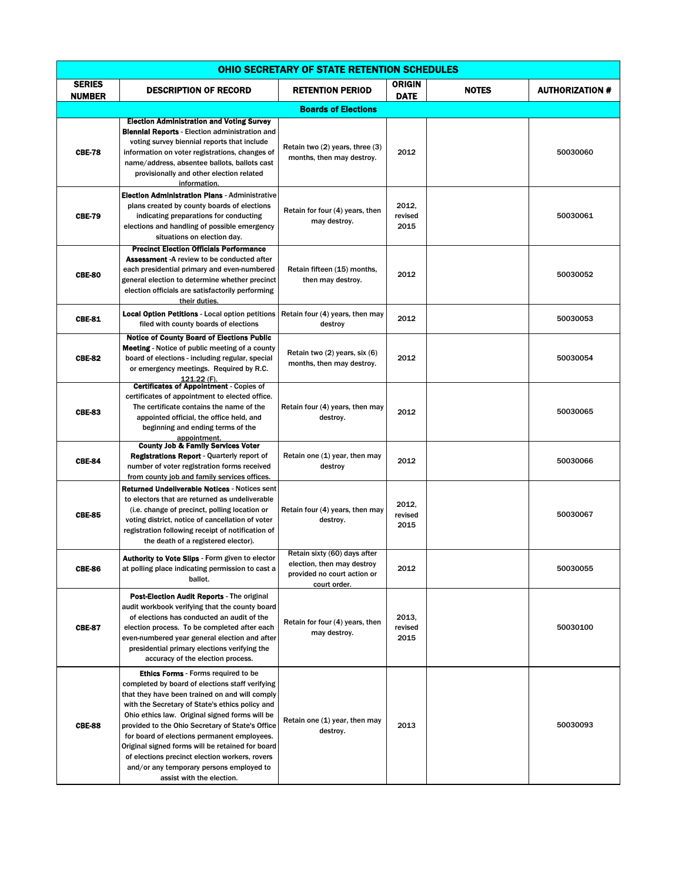| OHIO SECRETARY OF STATE RETENTION SCHEDULES | | | | | |
|---|---|---|---|---|---|
| **SERIES NUMBER** | **DESCRIPTION OF RECORD** | **RETENTION PERIOD** | **ORIGIN DATE** | **NOTES** | **AUTHORIZATION #** |
| | | **Boards of Elections** | | | |
| **CBE-78** | **Election Administration and Voting Survey Biennial Reports** - Election administration and voting survey biennial reports that include information on voter registrations, changes of name/address, absentee ballots, ballots cast provisionally and other election related information. | Retain two (2) years, three (3) months, then may destroy. | 2012 | | 50030060 |
| **CBE-79** | **Election Administration Plans** - Administrative plans created by county boards of elections indicating preparations for conducting elections and handling of possible emergency situations on election day. | Retain for four (4) years, then may destroy. | 2012, revised 2015 | | 50030061 |
| **CBE-80** | **Precinct Election Officials Performance Assessment** -A review to be conducted after each presidential primary and even-numbered general election to determine whether precinct election officials are satisfactorily performing their duties. | Retain fifteen (15) months, then may destroy. | 2012 | | 50030052 |
| **CBE-81** | **Local Option Petitions** - Local option petitions filed with county boards of elections | Retain four (4) years, then may destroy | 2012 | | 50030053 |
| **CBE-82** | **Notice of County Board of Elections Public Meeting** - Notice of public meeting of a county board of elections - including regular, special or emergency meetings. Required by R.C. 121.22 (F). | Retain two (2) years, six (6) months, then may destroy. | 2012 | | 50030054 |
| **CBE-83** | **Certificates of Appointment** - Copies of certificates of appointment to elected office. The certificate contains the name of the appointed official, the office held, and beginning and ending terms of the appointment. | Retain four (4) years, then may destroy. | 2012 | | 50030065 |
| **CBE-84** | **County Job & Family Services Voter Registrations Report** - Quarterly report of number of voter registration forms received from county job and family services offices. | Retain one (1) year, then may destroy | 2012 | | 50030066 |
| **CBE-85** | **Returned Undeliverable Notices** - Notices sent to electors that are returned as undeliverable (i.e. change of precinct, polling location or voting district, notice of cancellation of voter registration following receipt of notification of the death of a registered elector). | Retain four (4) years, then may destroy. | 2012, revised 2015 | | 50030067 |
| **CBE-86** | **Authority to Vote Slips** - Form given to elector at polling place indicating permission to cast a ballot. | Retain sixty (60) days after election, then may destroy provided no court action or court order. | 2012 | | 50030055 |
| **CBE-87** | **Post-Election Audit Reports** - The original audit workbook verifying that the county board of elections has conducted an audit of the election process. To be completed after each even-numbered year general election and after presidential primary elections verifying the accuracy of the election process. | Retain for four (4) years, then may destroy. | 2013, revised 2015 | | 50030100 |
| **CBE-88** | **Ethics Forms** - Forms required to be completed by board of elections staff verifying that they have been trained on and will comply with the Secretary of State's ethics policy and Ohio ethics law. Original signed forms will be provided to the Ohio Secretary of State's Office for board of elections permanent employees. Original signed forms will be retained for board of elections precinct election workers, rovers and/or any temporary persons employed to assist with the election. | Retain one (1) year, then may destroy. | 2013 | | 50030093 |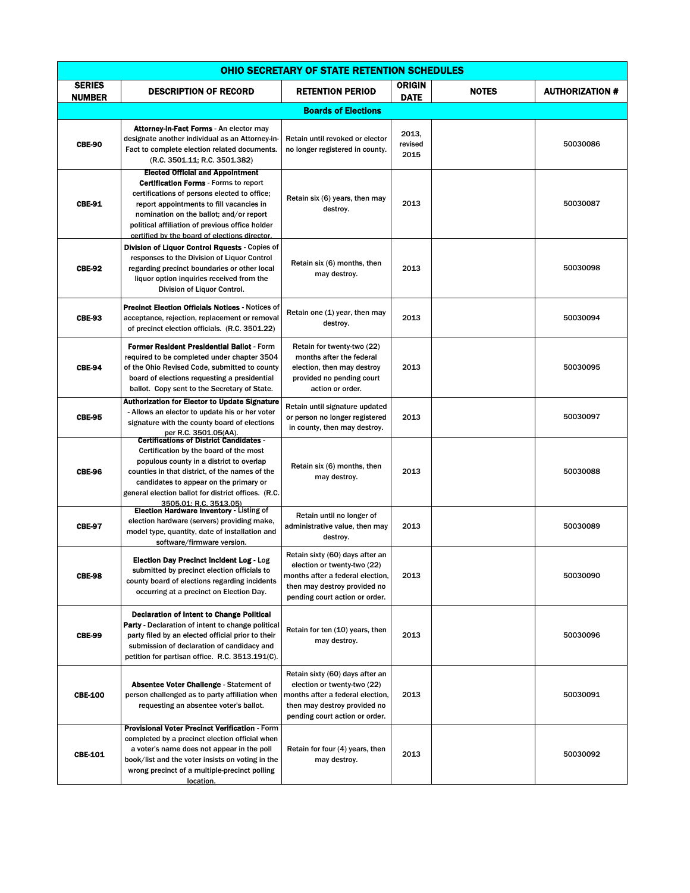| OHIO SECRETARY OF STATE RETENTION SCHEDULES | | | | | |
|---|---|---|---|---|---|
| **SERIES NUMBER** | **DESCRIPTION OF RECORD** | **RETENTION PERIOD** | **ORIGIN DATE** | **NOTES** | **AUTHORIZATION #** |
| | | **Boards of Elections** | | | |
| CBE-90 | **Attorney-in-Fact Forms** - An elector may designate another individual as an Attorney-in-Fact to complete election related documents. (R.C. 3501.11; R.C. 3501.382) | Retain until revoked or elector no longer registered in county. | 2013, revised 2015 | | 50030086 |
| CBE-91 | **Elected Official and Appointment Certification Forms** - Forms to report certifications of persons elected to office; report appointments to fill vacancies in nomination on the ballot; and/or report political affiliation of previous office holder certified by the board of elections director. | Retain six (6) years, then may destroy. | 2013 | | 50030087 |
| CBE-92 | **Division of Liquor Control Rquests** - Copies of responses to the Division of Liquor Control regarding precinct boundaries or other local liquor option inquiries received from the Division of Liquor Control. | Retain six (6) months, then may destroy. | 2013 | | 50030098 |
| CBE-93 | **Precinct Election Officials Notices** - Notices of acceptance, rejection, replacement or removal of precinct election officials. (R.C. 3501.22) | Retain one (1) year, then may destroy. | 2013 | | 50030094 |
| CBE-94 | **Former Resident Presidential Ballot** - Form required to be completed under chapter 3504 of the Ohio Revised Code, submitted to county board of elections requesting a presidential ballot. Copy sent to the Secretary of State. | Retain for twenty-two (22) months after the federal election, then may destroy provided no pending court action or order. | 2013 | | 50030095 |
| CBE-95 | **Authorization for Elector to Update Signature** - Allows an elector to update his or her voter signature with the county board of elections per R.C. 3501.05(AA). | Retain until signature updated or person no longer registered in county, then may destroy. | 2013 | | 50030097 |
| CBE-96 | **Certifications of District Candidates** - Certification by the board of the most populous county in a district to overlap counties in that district, of the names of the candidates to appear on the primary or general election ballot for district offices. (R.C. 3505.01; R.C. 3513.05) | Retain six (6) months, then may destroy. | 2013 | | 50030088 |
| CBE-97 | **Election Hardware Inventory** - Listing of election hardware (servers) providing make, model type, quantity, date of installation and software/firmware version. | Retain until no longer of administrative value, then may destroy. | 2013 | | 50030089 |
| CBE-98 | **Election Day Precinct Incident Log** - Log submitted by precinct election officials to county board of elections regarding incidents occurring at a precinct on Election Day. | Retain sixty (60) days after an election or twenty-two (22) months after a federal election, then may destroy provided no pending court action or order. | 2013 | | 50030090 |
| CBE-99 | **Declaration of Intent to Change Political Party** - Declaration of intent to change political party filed by an elected official prior to their submission of declaration of candidacy and petition for partisan office. R.C. 3513.191(C). | Retain for ten (10) years, then may destroy. | 2013 | | 50030096 |
| CBE-100 | **Absentee Voter Challenge** - Statement of person challenged as to party affiliation when requesting an absentee voter's ballot. | Retain sixty (60) days after an election or twenty-two (22) months after a federal election, then may destroy provided no pending court action or order. | 2013 | | 50030091 |
| CBE-101 | **Provisional Voter Precinct Verification** - Form completed by a precinct election official when a voter's name does not appear in the poll book/list and the voter insists on voting in the wrong precinct of a multiple-precinct polling location. | Retain for four (4) years, then may destroy. | 2013 | | 50030092 |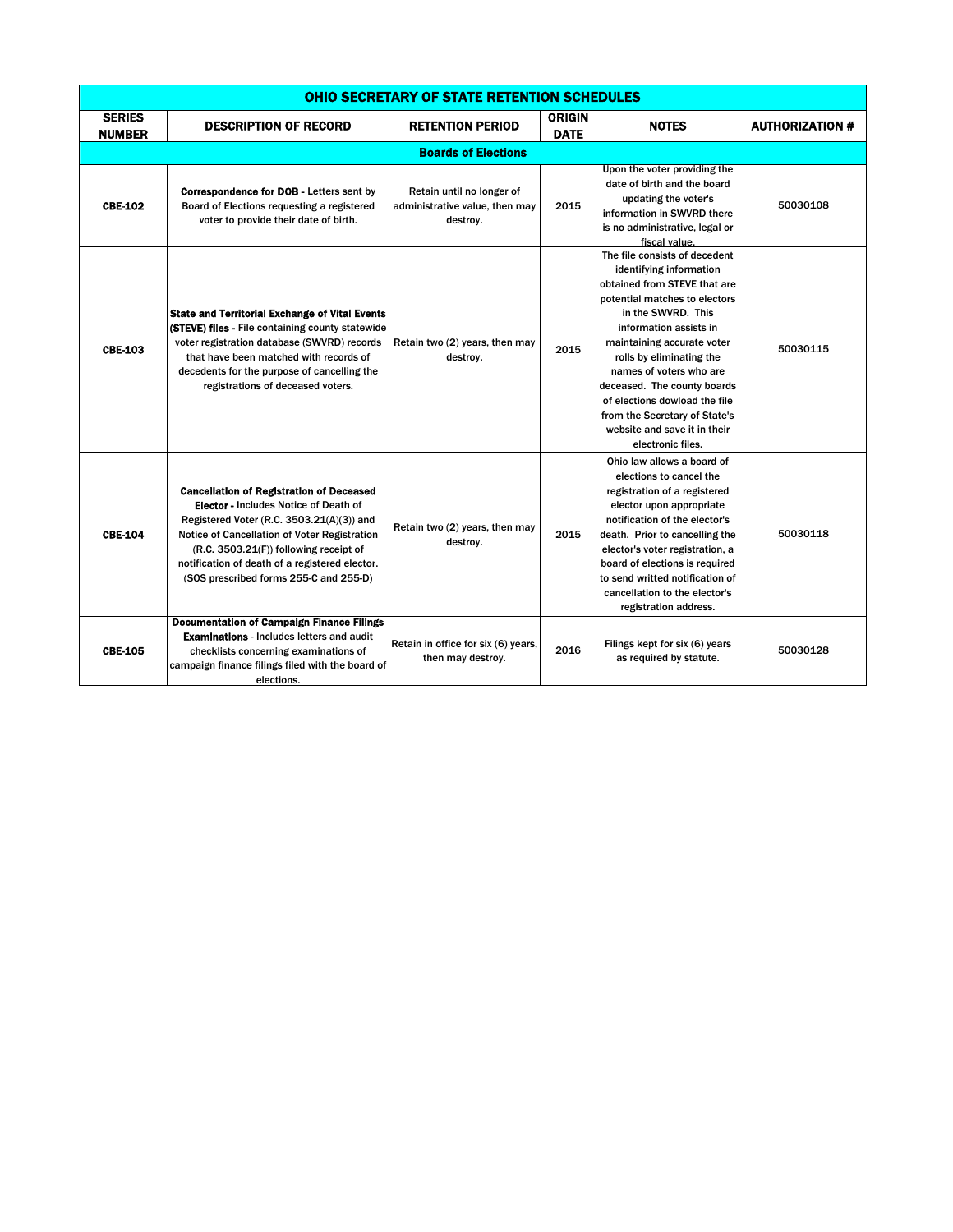| OHIO SECRETARY OF STATE RETENTION SCHEDULES | | | | | |
|---|---|---|---|---|---|
| **SERIES NUMBER** | **DESCRIPTION OF RECORD** | **RETENTION PERIOD** | **ORIGIN DATE** | **NOTES** | **AUTHORIZATION #** |
| **Boards of Elections** | | | | | |
| **CBE-102** | **Correspondence for DOB -** Letters sent by Board of Elections requesting a registered voter to provide their date of birth. | Retain until no longer of administrative value, then may destroy. | 2015 | Upon the voter providing the date of birth and the board updating the voter's information in SWVRD there is no administrative, legal or fiscal value. | 50030108 |
| **CBE-103** | **State and Territorial Exchange of Vital Events (STEVE) files -** File containing county statewide voter registration database (SWVRD) records that have been matched with records of decedents for the purpose of cancelling the registrations of deceased voters. | Retain two (2) years, then may destroy. | 2015 | The file consists of decedent identifying information obtained from STEVE that are potential matches to electors in the SWVRD. This information assists in maintaining accurate voter rolls by eliminating the names of voters who are deceased. The county boards of elections dowload the file from the Secretary of State's website and save it in their electronic files. | 50030115 |
| **CBE-104** | **Cancellation of Registration of Deceased Elector -** Includes Notice of Death of Registered Voter (R.C. 3503.21(A)(3)) and Notice of Cancellation of Voter Registration (R.C. 3503.21(F)) following receipt of notification of death of a registered elector. (SOS prescribed forms 255-C and 255-D) | Retain two (2) years, then may destroy. | 2015 | Ohio law allows a board of elections to cancel the registration of a registered elector upon appropriate notification of the elector's death. Prior to cancelling the elector's voter registration, a board of elections is required to send writted notification of cancellation to the elector's registration address. | 50030118 |
| **CBE-105** | **Documentation of Campaign Finance Filings Examinations** - Includes letters and audit checklists concerning examinations of campaign finance filings filed with the board of elections. | Retain in office for six (6) years, then may destroy. | 2016 | Filings kept for six (6) years as required by statute. | 50030128 |